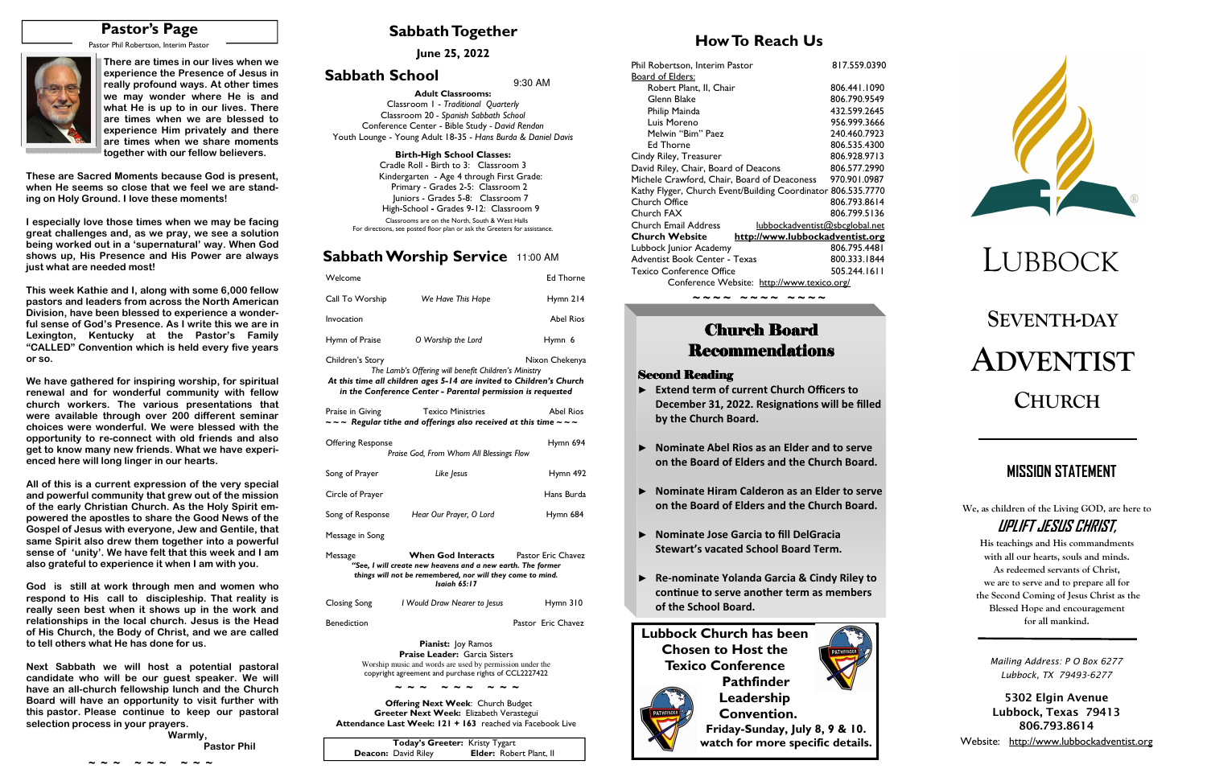## Pastor's Page

Pastor Phil Robertson, Interim Pastor

**There are times in our lives when we experience the Presence of Jesus in really profound ways. At other times we may wonder where He is and what He is up to in our lives. There are times when we are blessed to experience Him privately and there are times when we share moments together with our fellow believers.**

**These are Sacred Moments because God is present, when He seems so close that we feel we are standing on Holy Ground. I love these moments!**

**I especially love those times when we may be facing great challenges and, as we pray, we see a solution being worked out in a 'supernatural' way. When God shows up, His Presence and His Power are always just what are needed most!**

**This week Kathie and I, along with some 6,000 fellow pastors and leaders from across the North American Division, have been blessed to experience a wonderful sense of God's Presence. As I write this we are in Lexington, Kentucky at the Pastor's Family "CALLED" Convention which is held every five years or so.**

**We have gathered for inspiring worship, for spiritual renewal and for wonderful community with fellow church workers. The various presentations that were available through over 200 different seminar choices were wonderful. We were blessed with the opportunity to re-connect with old friends and also get to know many new friends. What we have experienced here will long linger in our hearts.**

**All of this is a current expression of the very special and powerful community that grew out of the mission of the early Christian Church. As the Holy Spirit empowered the apostles to share the Good News of the Gospel of Jesus with everyone, Jew and Gentile, that same Spirit also drew them together into a powerful sense of 'unity'. We have felt that this week and I am also grateful to experience it when I am with you.**

**God is still at work through men and women who respond to His call to discipleship. That reality is really seen best when it shows up in the work and relationships in the local church. Jesus is the Head of His Church, the Body of Christ, and we are called to tell others what He has done for us.**

**Next Sabbath we will host a potential pastoral candidate who will be our guest speaker. We will have an all-church fellowship lunch and the Church Board will have an opportunity to visit further with this pastor. Please continue to keep our pastoral selection process in your prayers.**

**Warmly,**
**Pastor Phil**

~ ~ ~ ~ ~ ~ ~ ~ ~

## Sabbath Together

**June 25, 2022**

## Sabbath School 9:30 AM

**Adult Classrooms:**

Classroom 1 - *Traditional Quarterly*
Classroom 20 - *Spanish Sabbath School*
Conference Center - Bible Study - *David Rendon*
Youth Lounge - Young Adult 18-35 - *Hans Burda & Daniel Davis*

**Birth-High School Classes:**

Cradle Roll - Birth to 3: Classroom 3
Kindergarten - Age 4 through First Grade:
Primary - Grades 2-5: Classroom 2
Juniors - Grades 5-8: Classroom 7
High-School - Grades 9-12: Classroom 9

Classrooms are on the North, South & West Halls
For directions, see posted floor plan or ask the Greeters for assistance.

## Sabbath Worship Service 11:00 AM

| | | |
|---|---|---|
| Welcome | | Ed Thorne |
| Call To Worship | *We Have This Hope* | Hymn 214 |
| Invocation | | Abel Rios |
| Hymn of Praise | *O Worship the Lord* | Hymn 6 |
| Children's Story | | Nixon Chekenya |

*The Lamb's Offering will benefit Children's Ministry*
***At this time all children ages 5-14 are invited to Children's Church in the Conference Center - Parental permission is requested***

| | | |
|---|---|---|
| Praise in Giving | Texico Ministries | Abel Rios |

~ ~ ~ ***Regular tithe and offerings also received at this time*** ~ ~ ~

| | | |
|---|---|---|
| Offering Response | *Praise God, From Whom All Blessings Flow* | Hymn 694 |
| Song of Prayer | *Like Jesus* | Hymn 492 |
| Circle of Prayer | | Hans Burda |
| Song of Response | *Hear Our Prayer, O Lord* | Hymn 684 |
| Message in Song | | |
| Message | **When God Interacts** | Pastor Eric Chavez |

***"See, I will create new heavens and a new earth. The former things will not be remembered, nor will they come to mind. Isaiah 65:17***

| | | |
|---|---|---|
| Closing Song | *I Would Draw Nearer to Jesus* | Hymn 310 |
| Benediction | | Pastor Eric Chavez |

**Pianist:** Joy Ramos
**Praise Leader:** Garcia Sisters

Worship music and words are used by permission under the copyright agreement and purchase rights of CCL2227422

~ ~ ~ ~ ~ ~ ~ ~ ~

**Offering Next Week**: Church Budget
**Greeter Next Week:** Elizabeth Verastegui
**Attendance Last Week: 121 + 163** reached via Facebook Live

**Today's Greeter:** Kristy Tygart
**Deacon:** David Riley **Elder:** Robert Plant, II

## How To Reach Us

| | |
|---|---|
| Phil Robertson, Interim Pastor | 817.559.0390 |
| Board of Elders: | |
| Robert Plant, II, Chair | 806.441.1090 |
| Glenn Blake | 806.790.9549 |
| Philip Mainda | 432.599.2645 |
| Luis Moreno | 956.999.3666 |
| Melwin "Bim" Paez | 240.460.7923 |
| Ed Thorne | 806.535.4300 |
| Cindy Riley, Treasurer | 806.928.9713 |
| David Riley, Chair, Board of Deacons | 806.577.2990 |
| Michele Crawford, Chair, Board of Deaconess | 970.901.0987 |
| Kathy Flyger, Church Event/Building Coordinator | 806.535.7770 |
| Church Office | 806.793.8614 |
| Church FAX | 806.799.5136 |
| Church Email Address | lubbockadventist@sbcglobal.net |
| **Church Website** | **http://www.lubbockadventist.org** |
| Lubbock Junior Academy | 806.795.4481 |
| Adventist Book Center - Texas | 800.333.1844 |
| Texico Conference Office | 505.244.1611 |

Conference Website: http://www.texico.org/

~ ~ ~ ~ ~ ~ ~ ~ ~ ~ ~ ~

## Church Board Recommendations

### Second Reading

- **Extend term of current Church Officers to December 31, 2022. Resignations will be filled by the Church Board.**
- **Nominate Abel Rios as an Elder and to serve on the Board of Elders and the Church Board.**
- **Nominate Hiram Calderon as an Elder to serve on the Board of Elders and the Church Board.**
- **Nominate Jose Garcia to fill DelGracia Stewart's vacated School Board Term.**
- **Re-nominate Yolanda Garcia & Cindy Riley to continue to serve another term as members of the School Board.**

**Lubbock Church has been Chosen to Host the Texico Conference Pathfinder Leadership Convention.**
**Friday-Sunday, July 8, 9 & 10.**
**watch for more specific details.**

# LUBBOCK SEVENTH-DAY ADVENTIST CHURCH

## MISSION STATEMENT

We, as children of the Living GOD, are here to

***UPLIFT JESUS CHRIST,***

His teachings and His commandments with all our hearts, souls and minds. As redeemed servants of Christ, we are to serve and to prepare all for the Second Coming of Jesus Christ as the Blessed Hope and encouragement for all mankind.

*Mailing Address: P O Box 6277*
*Lubbock, TX 79493-6277*

**5302 Elgin Avenue**
**Lubbock, Texas 79413**
**806.793.8614**

Website: http://www.lubbockadventist.org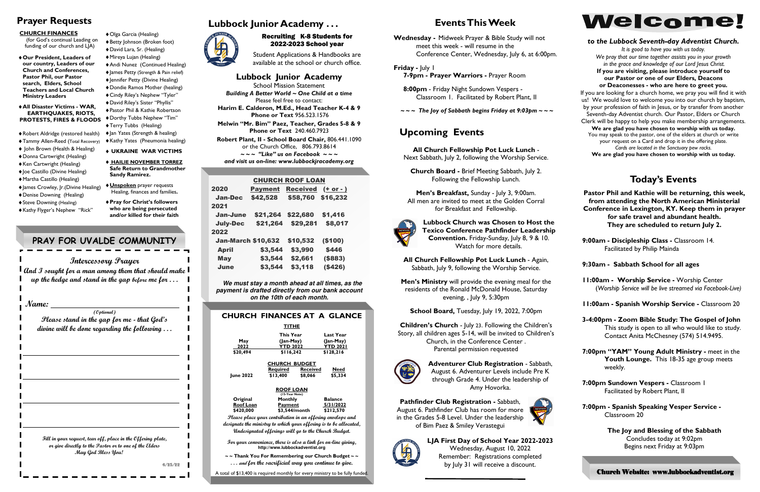## Prayer Requests

**CHURCH FINANCES**
(for God's continual Leading on funding of our church and LJA)

- **Our President, Leaders of our country, Leaders of our Church and Conferences, Pastor Phil, our Pastor search, Elders, School Teachers and Local Church Ministry Leaders**
- **All Disaster Victims - WAR, EARTHQUAKES, RIOTS, PROTESTS, FIRES & FLOODS**
- Robert Aldridge (restored health)
- Tammy Allen-Reed (Total Recovery)
- John Brown (Health & Healing)
- Donna Cartwright (Healing)
- Ken Cartwright (Healing)
- Joe Castillo (Divine Healing)
- Martha Castillo (Healing)
- James Crowley, Jr.(Divine Healing)
- Denise Downing (Healing)
- Steve Downing (Healing)
- Kathy Flyger's Nephew "Rick"
- Olga Garcia (Healing)
- Betty Johnson (Broken foot)
- David Lara, Sr. (Healing)
- Mireya Lujan (Healing)
- Andi Nunez (Continued Healing)
- James Petty (Strength & Pain relief)
- Jennifer Petty (Divine Healing)
- Dondie Ramos Mother (healing)
- Cindy Riley's Nephew "Tyler"
- David Riley's Sister "Phyllis"
- Pastor Phil & Kathie Robertson
- Dorthy Tubbs Nephew "Tim"
- Terry Tubbs (Healing)
- Jan Yates (Strength & healing)
- Kathy Yates (Pneumonia healing)
- **UKRAINE WAR VICTIMS**
- **HAILIE NOVEMBER TORREZ Safe Return to Grandmother Sandy Ramirez.**
- **Unspoken** prayer requests Healing, finances and families.
- **Pray for Christ's followers who are being persecuted and/or killed for their faith**

## PRAY FOR UVALDE COMMUNITY

**Intercessory Prayer**

*And I sought for a man among them that should make up the hedge and stand in the gap before me for . . .*

Name: ____________________
(Optional)

Please stand in the gap for me - that God's divine will be done regarding the following . . .

________________________________

________________________________

________________________________

________________________________

________________________________

Fill in your request, tear off, place in the Offering plate, or give directly to the Pastor or to one of the Elders
May God Bless You!

6/25/22

## Lubbock Junior Academy . . .

**Recruiting K-8 Students for 2022-2023 School year**

Student Applications & Handbooks are available at the school or church office.

### Lubbock Junior Academy

School Mission Statement
*Building A Better World ~ One Child at a time*
Please feel free to contact:

**Harim E. Calderon, M.Ed., Head Teacher K-4 & 9**
**Phone or Text** 956.523.1576

**Melwin "Mr. Bim" Paez, Teacher, Grades 5-8 & 9**
**Phone or Text** 240.460.7923

**Robert Plant, II - School Board Chair,** 806.441.1090 or the Church Office, 806.793.8614

*~ ~ ~ "Like" us on Facebook ~ ~ ~*
*and visit us on-line: www.lubbockjracademy.org*

**CHURCH ROOF LOAN**

| | Payment | Received | (+ or - ) |
|---|---|---|---|
| **2020** | | | |
| Jan-Dec | $42,528 | $58,760 | $16,232 |
| **2021** | | | |
| Jan-June | $21,264 | $22,680 | $1,416 |
| July-Dec | $21,264 | $29,281 | $8,017 |
| **2022** | | | |
| Jan-March | $10,632 | $10,532 | ($100) |
| April | $3,544 | $3,990 | $446 |
| May | $3,544 | $2,661 | ($883) |
| June | $3,544 | $3,118 | ($426) |

*We must stay a month ahead at all times, as the payment is drafted directly from our bank account on the 10th of each month.*

### CHURCH FINANCES AT A GLANCE

**TITHE**

| May 2022 | This Year (Jan-May) YTD 2022 | Last Year (Jan-May) YTD 2021 |
|---|---|---|
| $20,494 | $116,242 | $128,216 |

**CHURCH BUDGET**

| | Required | Received | Need |
|---|---|---|---|
| June 2022 | $13,400 | $8,066 | $5,334 |

**ROOF LOAN** (15-Year Note)

| Original Roof Loan | Monthly Payment | Balance 5/31/2022 |
|---|---|---|
| $420,000 | $3,544/month | $212,570 |

*Please place your contribution in an offering envelope and designate the ministry to which your offering is to be allocated, Undesignated offerings will go to the Church Budget.*

*For your convenience, there is also a link for on-line giving,* **http://www.lubbockadventist.org**

**~ ~ Thank You For Remembering our Church Budget ~ ~**
*. . . and for the sacrificial way you continue to give.*

A total of $13,400 is required monthly for every ministry to be fully funded.

## Events This Week

**Wednesday -** Midweek Prayer & Bible Study will not meet this week - will resume in the Conference Center, Wednesday, July 6, at 6:00pm.

**Friday -** July 1
**7-9pm - Prayer Warriors -** Prayer Room

**8:00pm** - Friday Night Sundown Vespers - Classroom 1. Facilitated by Robert Plant, II

*~ ~ ~ The Joy of Sabbath begins Friday at 9:03pm ~ ~ ~*

## Upcoming Events

**All Church Fellowship Pot Luck Lunch** - Next Sabbath, July 2, following the Worship Service.

**Church Board -** Brief Meeting Sabbath, July 2. Following the Fellowship Lunch.

**Men's Breakfast,** Sunday - July 3, 9:00am. All men are invited to meet at the Golden Corral for Breakfast and Fellowship.

**Lubbock Church was Chosen to Host the Texico Conference Pathfinder Leadership Convention.** Friday-Sunday, July 8, 9 & 10. Watch for more details.

**All Church Fellowship Pot Luck Lunch** - Again, Sabbath, July 9, following the Worship Service.

**Men's Ministry** will provide the evening meal for the residents of the Ronald McDonald House, Saturday evening, , July 9, 5:30pm

**School Board,** Tuesday, July 19, 2022, 7:00pm

**Children's Church** - July 23. Following the Children's Story, all children ages 5-14, will be invited to Children's Church, in the Conference Center . Parental permission requested

**Adventurer Club Registration** - Sabbath, August 6. Adventurer Levels include Pre K through Grade 4. Under the leadership of Amy Hovorka.

**Pathfinder Club Registration -** Sabbath, August 6. Pathfinder Club has room for more in the Grades 5-8 Level. Under the leadership of Bim Paez & Smiley Verastegui

**LJA First Day of School Year 2022-2023**
Wednesday, August 10, 2022
Remember: Registrations completed by July 31 will receive a discount.

# Welcome!

***to the Lubbock Seventh-day Adventist Church.***

*It is good to have you with us today.*
*We pray that our time together assists you in your growth in the grace and knowledge of our Lord Jesus Christ.*

**If you are visiting, please introduce yourself to our Pastor or one of our Elders, Deacons or Deaconesses - who are here to greet you.**

If you are looking for a church home, we pray you will find it with us! We would love to welcome you into our church by baptism, by your profession of faith in Jesus, or by transfer from another Seventh-day Adventist church. Our Pastor, Elders or Church Clerk will be happy to help you make membership arrangements.

**We are glad you have chosen to worship with us today.**

You may speak to the pastor, one of the elders at church or write your request on a Card and drop it in the offering plate. *Cards are located in the Sanctuary pew racks.*

**We are glad you have chosen to worship with us today.**

## Today's Events

**Pastor Phil and Kathie will be returning, this week, from attending the North American Ministerial Conference in Lexington, KY. Keep them in prayer for safe travel and abundant health. They are scheduled to return July 2.**

**9:00am - Discipleship Class -** Classroom 14. Facilitated by Philip Mainda

**9:30am - Sabbath School for all ages**

**11:00am - Worship Service -** Worship Center (*Worship Service will be live streamed via Facebook-Live)*

**11:00am - Spanish Worship Service -** Classroom 20

**3-4:00pm - Zoom Bible Study: The Gospel of John** This study is open to all who would like to study. Contact Anita McChesney (574) 514.9495.

**7:00pm "YAM" Young Adult Ministry -** meet in the **Youth Lounge.** This 18-35 age group meets weekly.

**7:00pm Sundown Vespers -** Classroom 1 Facilitated by Robert Plant, II

**7:00pm - Spanish Speaking Vesper Service -** Classroom 20

**The Joy and Blessing of the Sabbath**
Concludes today at 9:02pm
Begins next Friday at 9:03pm

**Church Website: www.lubbockadventist.org**